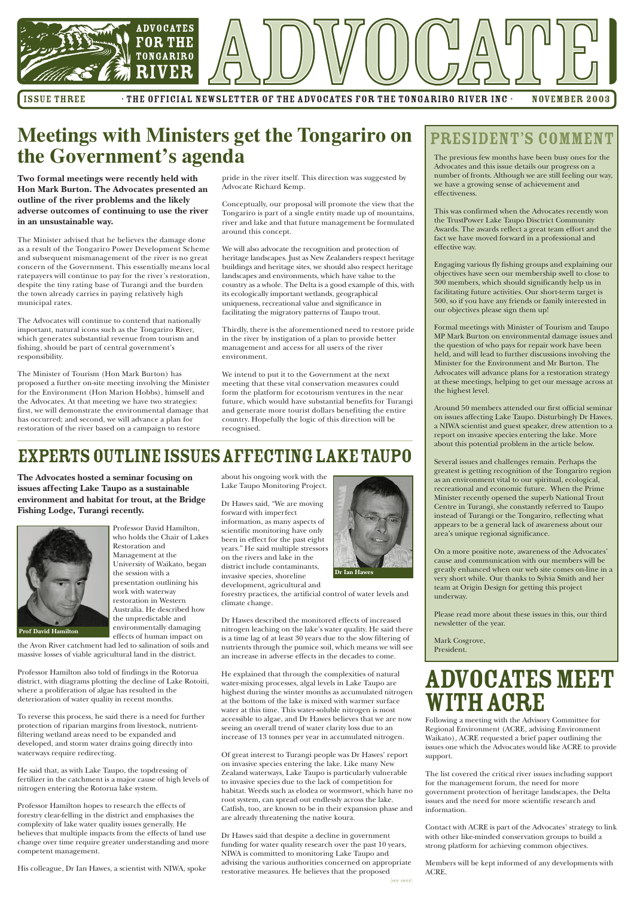# ADVOCATE

ADVOCATES FOR THE TONGARIRO RIVER

ISSUE THREE · THE OFFICIAL NEWSLETTER OF THE ADVOCATES FOR THE TONGARIRO RIVER INC · NOVEMBER 2003

## Meetings with Ministers get the Tongariro on the Government's agenda

**Two formal meetings were recently held with Hon Mark Burton. The Advocates presented an outline of the river problems and the likely adverse outcomes of continuing to use the river in an unsustainable way.**

The Minister advised that he believes the damage done as a result of the Tongariro Power Development Scheme and subsequent mismanagement of the river is no great concern of the Government. This essentially means local ratepayers will continue to pay for the river's restoration, despite the tiny rating base of Turangi and the burden the town already carries in paying relatively high municipal rates.

The Advocates will continue to contend that nationally important, natural icons such as the Tongariro River, which generates substantial revenue from tourism and fishing, should be part of central government's responsibility.

The Minister of Tourism (Hon Mark Burton) has proposed a further on-site meeting involving the Minister for the Environment (Hon Marion Hobbs), himself and the Advocates. At that meeting we have two strategies: first, we will demonstrate the environmental damage that has occurred; and second, we will advance a plan for restoration of the river based on a campaign to restore pride in the river itself. This direction was suggested by Advocate Richard Kemp.

Conceptually, our proposal will promote the view that the Tongariro is part of a single entity made up of mountains, river and lake and that future management be formulated around this concept.

We will also advocate the recognition and protection of heritage landscapes. Just as New Zealanders respect heritage buildings and heritage sites, we should also respect heritage landscapes and environments, which have value to the country as a whole. The Delta is a good example of this, with its ecologically important wetlands, geographical uniqueness, recreational value and significance in facilitating the migratory patterns of Taupo trout.

Thirdly, there is the aforementioned need to restore pride in the river by instigation of a plan to provide better management and access for all users of the river environment.

We intend to put it to the Government at the next meeting that these vital conservation measures could form the platform for ecotourism ventures in the near future, which would have substantial benefits for Turangi and generate more tourist dollars benefiting the entire country. Hopefully the logic of this direction will be recognised.

## EXPERTS OUTLINE ISSUES AFFECTING LAKE TAUPO

**The Advocates hosted a seminar focusing on issues affecting Lake Taupo as a sustainable environment and habitat for trout, at the Bridge Fishing Lodge, Turangi recently.**

Prof David Hamilton

Professor David Hamilton, who holds the Chair of Lakes Restoration and Management at the University of Waikato, began the session with a presentation outlining his work with waterway restoration in Western Australia. He described how the unpredictable and environmentally damaging effects of human impact on the Avon River catchment had led to salination of soils and massive losses of viable agricultural land in the district.

Professor Hamilton also told of findings in the Rotorua district, with diagrams plotting the decline of Lake Rotoiti, where a proliferation of algae has resulted in the deterioration of water quality in recent months.

To reverse this process, he said there is a need for further protection of riparian margins from livestock, nutrient-filtering wetland areas need to be expanded and developed, and storm water drains going directly into waterways require redirecting.

He said that, as with Lake Taupo, the topdressing of fertilizer in the catchment is a major cause of high levels of nitrogen entering the Rotorua lake system.

Professor Hamilton hopes to research the effects of forestry clear-felling in the district and emphasises the complexity of lake water quality issues generally. He believes that multiple impacts from the effects of land use change over time require greater understanding and more competent management.

His colleague, Dr Ian Hawes, a scientist with NIWA, spoke about his ongoing work with the Lake Taupo Monitoring Project.

Dr Ian Hawes

Dr Hawes said, "We are moving forward with imperfect information, as many aspects of scientific monitoring have only been in effect for the past eight years." He said multiple stressors on the rivers and lake in the district include contaminants, invasive species, shoreline development, agricultural and forestry practices, the artificial control of water levels and climate change.

Dr Hawes described the monitored effects of increased nitrogen leaching on the lake's water quality. He said there is a time lag of at least 30 years due to the slow filtering of nutrients through the pumice soil, which means we will see an increase in adverse effects in the decades to come.

He explained that through the complexities of natural water-mixing processes, algal levels in Lake Taupo are highest during the winter months as accumulated nitrogen at the bottom of the lake is mixed with warmer surface water at this time. This water-soluble nitrogen is most accessible to algae, and Dr Hawes believes that we are now seeing an overall trend of water clarity loss due to an increase of 13 tonnes per year in accumulated nitrogen.

Of great interest to Turangi people was Dr Hawes' report on invasive species entering the lake. Like many New Zealand waterways, Lake Taupo is particularly vulnerable to invasive species due to the lack of competition for habitat. Weeds such as elodea or wormwort, which have no root system, can spread out endlessly across the lake. Catfish, too, are known to be in their expansion phase and are already threatening the native koura.

Dr Hawes said that despite a decline in government funding for water quality research over the past 10 years, NIWA is committed to monitoring Lake Taupo and advising the various authorities concerned on appropriate restorative measures. He believes that the proposed

(see over)

## PRESIDENT'S COMMENT

The previous few months have been busy ones for the Advocates and this issue details our progress on a number of fronts. Although we are still feeling our way, we have a growing sense of achievement and effectiveness.

This was confirmed when the Advocates recently won the TrustPower Lake Taupo Disctrict Community Awards. The awards reflect a great team effort and the fact we have moved forward in a professional and effective way.

Engaging various fly fishing groups and explaining our objectives have seen our membership swell to close to 300 members, which should significantly help us in facilitating future activities. Our short-term target is 500, so if you have any friends or family interested in our objectives please sign them up!

Formal meetings with Minister of Tourism and Taupo MP Mark Burton on environmental damage issues and the question of who pays for repair work have been held, and will lead to further discussions involving the Minister for the Environment and Mr Burton. The Advocates will advance plans for a restoration strategy at these meetings, helping to get our message across at the highest level.

Around 50 members attended our first official seminar on issues affecting Lake Taupo. Disturbingly Dr Hawes, a NIWA scientist and guest speaker, drew attention to a report on invasive species entering the lake. More about this potential problem in the article below.

Several issues and challenges remain. Perhaps the greatest is getting recognition of the Tongariro region as an environment vital to our spiritual, ecological, recreational and economic future. When the Prime Minister recently opened the superb National Trout Centre in Turangi, she constantly referred to Taupo instead of Turangi or the Tongariro, reflecting what appears to be a general lack of awareness about our area's unique regional significance.

On a more positive note, awareness of the Advocates' cause and communication with our members will be greatly enhanced when our web site comes on-line in a very short while. Our thanks to Sylvia Smith and her team at Origin Design for getting this project underway.

Please read more about these issues in this, our third newsletter of the year.

Mark Cosgrove,
President.

## ADVOCATES MEET WITH ACRE

Following a meeting with the Advisory Committee for Regional Environment (ACRE, advising Environment Waikato), ACRE requested a brief paper outlining the issues one which the Advocates would like ACRE to provide support.

The list covered the critical river issues including support for the management forum, the need for more government protection of heritage landscapes, the Delta issues and the need for more scientific research and information.

Contact with ACRE is part of the Advocates' strategy to link with other like-minded conservation groups to build a strong platform for achieving common objectives.

Members will be kept informed of any developments with ACRE.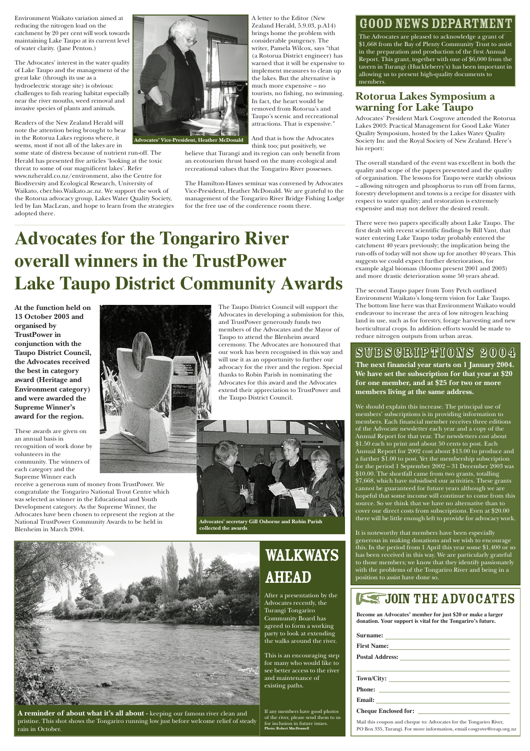Environment Waikato variation aimed at reducing the nitrogen load on the catchment by 20 per cent will work towards maintaining Lake Taupo at its current level of water clarity. (Jane Penton.)

The Advocates' interest in the water quality of Lake Taupo and the management of the great lake (through its use as a hydroelectric storage site) is obvious: challenges to fish rearing habitat especially near the river mouths, weed removal and invasive species of plants and animals.

Readers of the New Zealand Herald will note the attention being brought to bear in the Rotorua Lakes regions where, it seems, most if not all of the lakes are in some state of distress because of nutrient run-off. The Herald has presented five articles 'looking at the toxic threat to some of our magnificent lakes'. Refer www.nzherald.co.nz/environment, also the Centre for Biodiversity and Ecological Research, University of Waikato, cber.bio.Waikato.ac.nz. We support the work of the Rotorua advocacy group, Lakes Water Quality Society, led by Ian MacLean, and hope to learn from the strategies adopted there.

**Advocates' Vice-President, Heather McDonald**

A letter to the Editor (New Zealand Herald, 5.9.03, p.A14) brings home the problem with considerable pungency. The writer, Pamela Wilcox, says "that (a Rotorua District engineer) has warned that it will be expensive to implement measures to clean up the lakes. But the alternative is much more expensive – no tourists, no fishing, no swimming. In fact, the heart would be removed from Rotorua's and Taupo's scenic and recreational attractions. That is expensive."

And that is how the Advocates think too; put positively, we believe that Turangi and its region can only benefit from an ecotourism thrust based on the many ecological and recreational values that the Tongariro River possesses.

The Hamilton-Hawes seminar was convened by Advocates Vice-President, Heather McDonald. We are grateful to the management of the Tongariro River Bridge Fishing Lodge for the free use of the conference room there.

# Advocates for the Tongariro River overall winners in the TrustPower Lake Taupo District Community Awards

**At the function held on 13 October 2003 and organised by TrustPower in conjunction with the Taupo District Council, the Advocates received the best in category award (Heritage and Environment category) and were awarded the Supreme Winner's award for the region.**

These awards are given on an annual basis in recognition of work done by volunteers in the community. The winners of each category and the Supreme Winner each receive a generous sum of money from TrustPower. We congratulate the Tongariro National Trout Centre which was selected as winner in the Educational and Youth Development category. As the Supreme Winner, the Advocates have been chosen to represent the region at the National TrustPower Community Awards to be held in Blenheim in March 2004.

The Taupo District Council will support the Advocates in developing a submission for this, and TrustPower generously funds two members of the Advocates and the Mayor of Taupo to attend the Blenheim award ceremony. The Advocates are honoured that our work has been recognised in this way and will use it as an opportunity to further our advocacy for the river and the region. Special thanks to Robin Parish in nominating the Advocates for this award and the Advocates extend their appreciation to TrustPower and the Taupo District Council.

**Advocates' secretary Gill Osborne and Robin Parish collected the awards**

**A reminder of about what it's all about -** keeping our famous river clean and pristine. This shot shows the Tongariro running low just before welcome relief of steady rain in October.

## WALKWAYS AHEAD

After a presentation by the Advocates recently, the Turangi Tongariro Community Board has agreed to form a working party to look at extending the walks around the river.

This is an encouraging step for many who would like to see better access to the river and maintenance of existing paths.

If any members have good photos of the river, please send them to us for inclusion in future issues. **Photo: Robert MacDonnell**

## GOOD NEWS DEPARTMENT

The Advocates are pleased to acknowledge a grant of $1,668 from the Bay of Plenty Community Trust to assist in the preparation and production of the first Annual Report. This grant, together with one of $6,000 from the tavern in Turangi (Huckleberry's) has been important in allowing us to present high-quality documents to members.

## Rotorua Lakes Symposium a warning for Lake Taupo

Advocates' President Mark Cosgrove attended the Rotorua Lakes 2003: Practical Management for Good Lake Water Quality Symposium, hosted by the Lakes Water Quality Society Inc and the Royal Society of New Zealand. Here's his report:

The overall standard of the event was excellent in both the quality and scope of the papers presented and the quality of organisation. The lessons for Taupo were starkly obvious – allowing nitrogen and phosphorus to run off from farms, forestry development and towns is a recipe for disaster with respect to water quality; and restoration is extremely expensive and may not deliver the desired result.

There were two papers specifically about Lake Taupo. The first dealt with recent scientific findings by Bill Vant, that water entering Lake Taupo today probably entered the catchment 40 years previously; the implication being the run-offs of today will not show up for another 40 years. This suggests we could expect further deterioration, for example algal biomass (blooms present 2001 and 2003) and more drastic deterioration some 50 years ahead.

The second Taupo paper from Tony Petch outlined Environment Waikato's long-term vision for Lake Taupo. The bottom line here was that Environment Waikato would endeavour to increase the area of low nitrogen leaching land in use, such as for forestry, forage harvesting and new horticultural crops. In addition efforts would be made to reduce nitrogen outputs from urban areas.

## SUBSCRIPTIONS 2004

**The next financial year starts on 1 January 2004. We have set the subscription for that year at $20 for one member, and at $25 for two or more members living at the same address.**

We should explain this increase. The principal use of members' subscriptions is in providing information to members. Each financial member receives three editions of the Advocate newsletter each year and a copy of the Annual Report for that year. The newsletters cost about $1.50 each to print and about 50 cents to post. Each Annual Report for 2002 cost about $13.00 to produce and a further $1.00 to post. Yet the membership subscription for the period 1 September 2002 – 31 December 2003 was $10.00. The shortfall came from two grants, totalling $7,668, which have subsidised our activities. These grants cannot be guaranteed for future years although we are hopeful that some income will continue to come from this source. So we think that we have no alternative than to cover our direct costs from subscriptions. Even at $20.00 there will be little enough left to provide for advocacy work.

It is noteworthy that members have been especially generous in making donations and we wish to encourage this. In the period from 1 April this year some $1,400 or so has been received in this way. We are particularly grateful to those members; we know that they identify passionately with the problems of the Tongariro River and being in a position to assist have done so.

## JOIN THE ADVOCATES

**Become an Advocates' member for just $20 or make a larger donation. Your support is vital for the Tongariro's future.**

**Surname:** ____________________

**First Name:** ____________________

**Postal Address:** ____________________

____________________

**Town/City:** ____________________

**Phone:** ____________________

**Email:** ____________________

**Cheque Enclosed for:** ____________________

Mail this coupon and cheque to: Advocates for the Tongariro River, PO Box 335, Turangi. For more information, email cosgrove@reap.org.nz